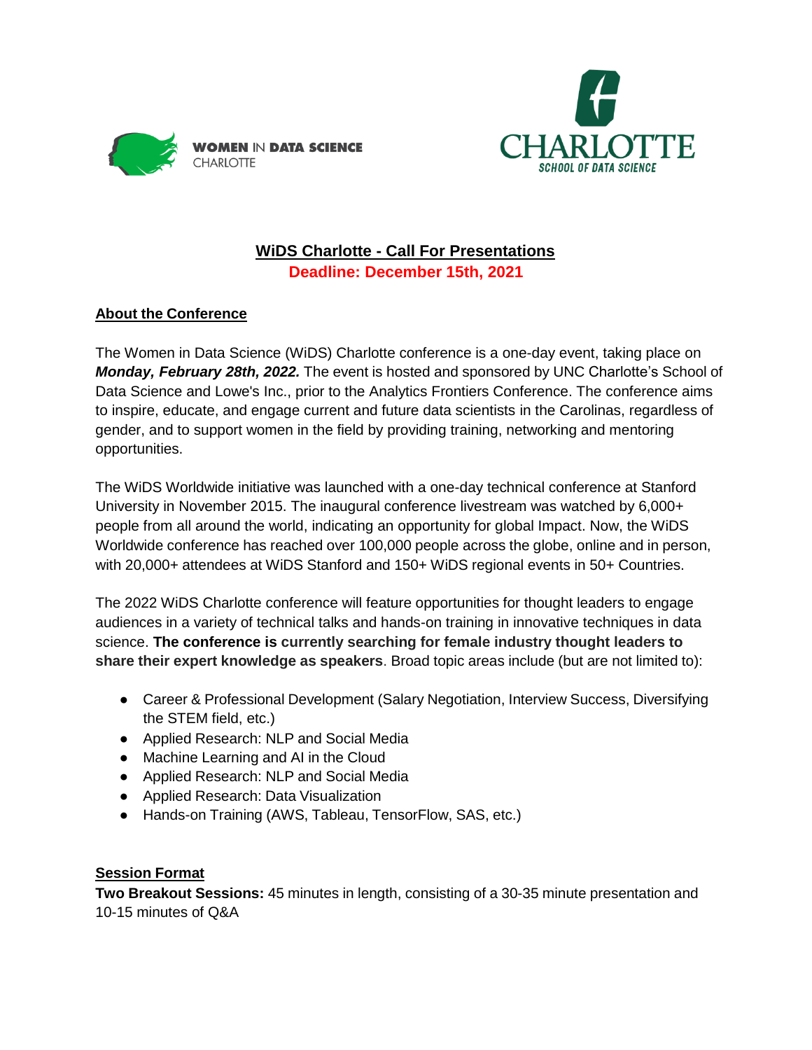WOMEN IN DATA SCIENCE CHARLOTTE

CHARLOTTE SCHOOL OF DATA SCIENCE

# WiDS Charlotte - Call For Presentations

**Deadline: December 15th, 2021**

## About the Conference

The Women in Data Science (WiDS) Charlotte conference is a one-day event, taking place on ***Monday, February 28th, 2022.*** The event is hosted and sponsored by UNC Charlotte's School of Data Science and Lowe's Inc., prior to the Analytics Frontiers Conference. The conference aims to inspire, educate, and engage current and future data scientists in the Carolinas, regardless of gender, and to support women in the field by providing training, networking and mentoring opportunities.

The WiDS Worldwide initiative was launched with a one-day technical conference at Stanford University in November 2015. The inaugural conference livestream was watched by 6,000+ people from all around the world, indicating an opportunity for global Impact. Now, the WiDS Worldwide conference has reached over 100,000 people across the globe, online and in person, with 20,000+ attendees at WiDS Stanford and 150+ WiDS regional events in 50+ Countries.

The 2022 WiDS Charlotte conference will feature opportunities for thought leaders to engage audiences in a variety of technical talks and hands-on training in innovative techniques in data science. **The conference is currently searching for female industry thought leaders to share their expert knowledge as speakers**. Broad topic areas include (but are not limited to):

- Career & Professional Development (Salary Negotiation, Interview Success, Diversifying the STEM field, etc.)
- Applied Research: NLP and Social Media
- Machine Learning and AI in the Cloud
- Applied Research: NLP and Social Media
- Applied Research: Data Visualization
- Hands-on Training (AWS, Tableau, TensorFlow, SAS, etc.)

## Session Format

**Two Breakout Sessions:** 45 minutes in length, consisting of a 30-35 minute presentation and 10-15 minutes of Q&A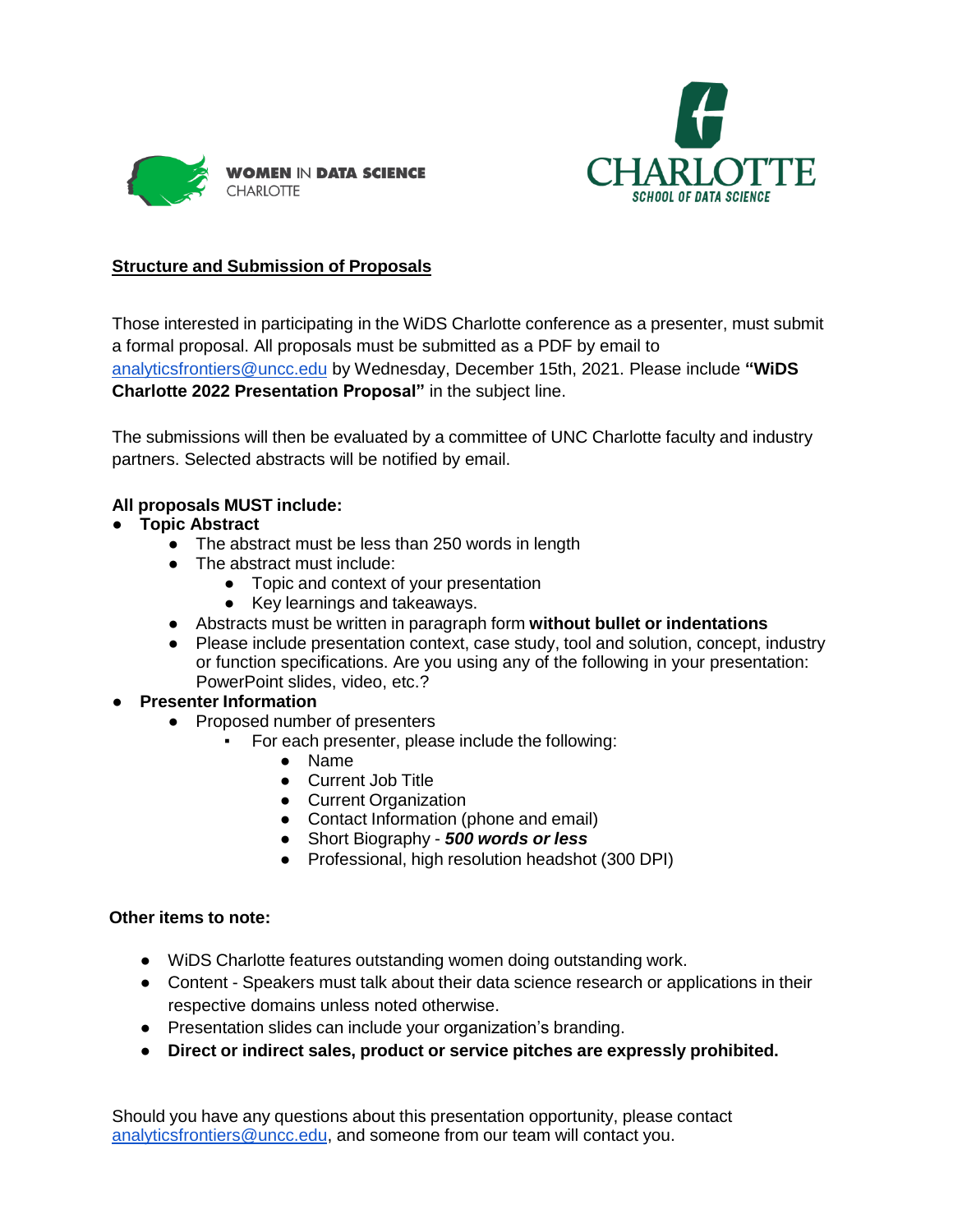WOMEN IN DATA SCIENCE
CHARLOTTE

CHARLOTTE
SCHOOL OF DATA SCIENCE

**Structure and Submission of Proposals**

Those interested in participating in the WiDS Charlotte conference as a presenter, must submit a formal proposal. All proposals must be submitted as a PDF by email to analyticsfrontiers@uncc.edu by Wednesday, December 15th, 2021. Please include **"WiDS Charlotte 2022 Presentation Proposal"** in the subject line.

The submissions will then be evaluated by a committee of UNC Charlotte faculty and industry partners. Selected abstracts will be notified by email.

**All proposals MUST include:**

- **Topic Abstract**
  - The abstract must be less than 250 words in length
  - The abstract must include:
    - Topic and context of your presentation
    - Key learnings and takeaways.
  - Abstracts must be written in paragraph form **without bullet or indentations**
  - Please include presentation context, case study, tool and solution, concept, industry or function specifications. Are you using any of the following in your presentation: PowerPoint slides, video, etc.?
- **Presenter Information**
  - Proposed number of presenters
    - For each presenter, please include the following:
      - Name
      - Current Job Title
      - Current Organization
      - Contact Information (phone and email)
      - Short Biography - ***500 words or less***
      - Professional, high resolution headshot (300 DPI)

**Other items to note:**

- WiDS Charlotte features outstanding women doing outstanding work.
- Content - Speakers must talk about their data science research or applications in their respective domains unless noted otherwise.
- Presentation slides can include your organization's branding.
- **Direct or indirect sales, product or service pitches are expressly prohibited.**

Should you have any questions about this presentation opportunity, please contact analyticsfrontiers@uncc.edu, and someone from our team will contact you.